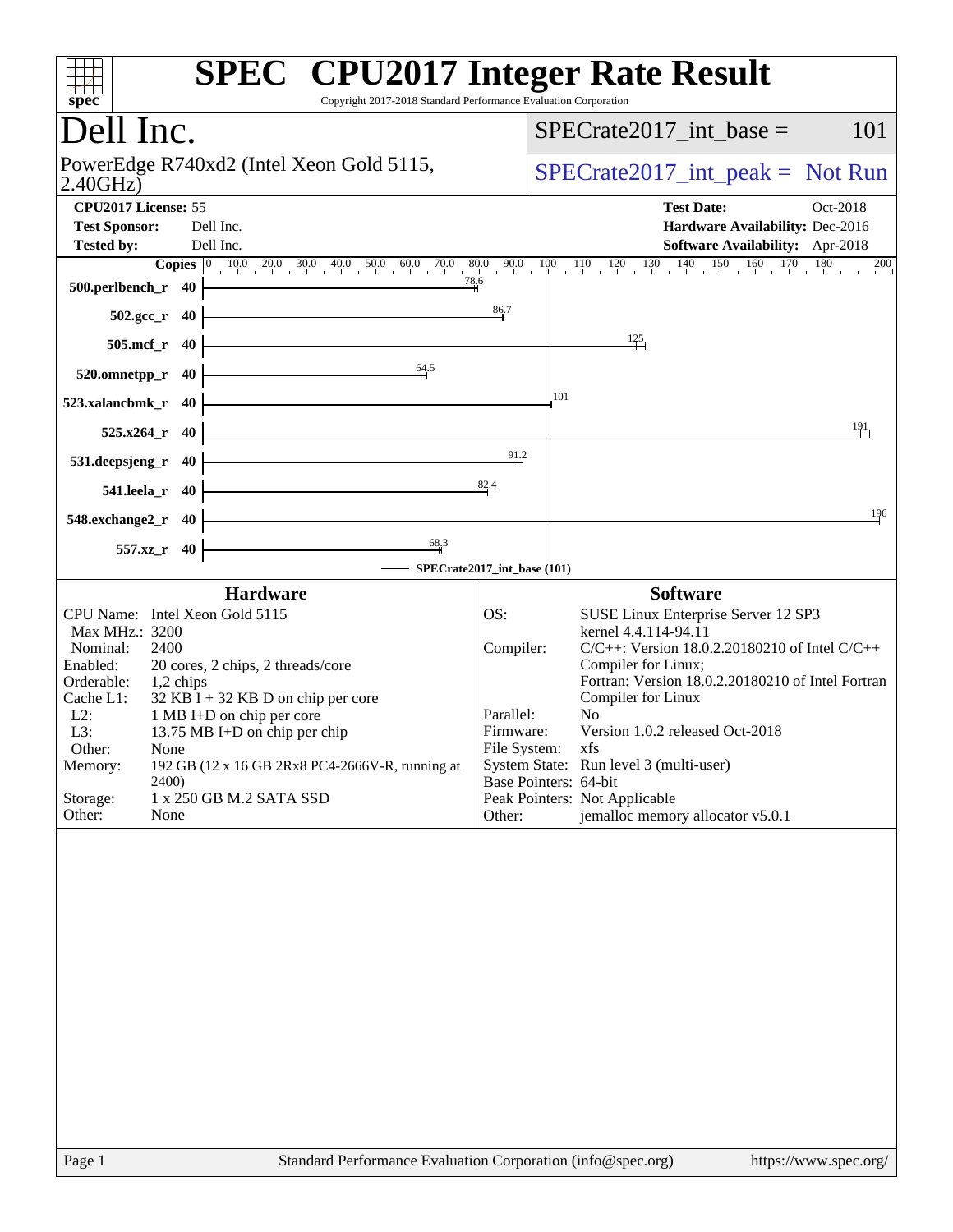# SPEC CPU2017 Integer Rate Result

Copyright 2017-2018 Standard Performance Evaluation Corporation

## Dell Inc.

PowerEdge R740xd2 (Intel Xeon Gold 5115, 2.40GHz)

SPECrate2017_int_base = 101

SPECrate2017_int_peak = Not Run

**CPU2017 License:** 55
**Test Sponsor:** Dell Inc.
**Tested by:** Dell Inc.

**Test Date:** Oct-2018
**Hardware Availability:** Dec-2016
**Software Availability:** Apr-2018

| Benchmark | Copies | Base |
|---|---|---|
| 500.perlbench_r | 40 | 78.6 |
| 502.gcc_r | 40 | 86.7 |
| 505.mcf_r | 40 | 125 |
| 520.omnetpp_r | 40 | 64.5 |
| 523.xalancbmk_r | 40 | 101 |
| 525.x264_r | 40 | 191 |
| 531.deepsjeng_r | 40 | 91.2 |
| 541.leela_r | 40 | 82.4 |
| 548.exchange2_r | 40 | 196 |
| 557.xz_r | 40 | 68.3 |

SPECrate2017_int_base (101)

### Hardware

| | |
|---|---|
| CPU Name: | Intel Xeon Gold 5115 |
| Max MHz.: | 3200 |
| Nominal: | 2400 |
| Enabled: | 20 cores, 2 chips, 2 threads/core |
| Orderable: | 1,2 chips |
| Cache L1: | 32 KB I + 32 KB D on chip per core |
| L2: | 1 MB I+D on chip per core |
| L3: | 13.75 MB I+D on chip per chip |
| Other: | None |
| Memory: | 192 GB (12 x 16 GB 2Rx8 PC4-2666V-R, running at 2400) |
| Storage: | 1 x 250 GB M.2 SATA SSD |
| Other: | None |

### Software

| | |
|---|---|
| OS: | SUSE Linux Enterprise Server 12 SP3 kernel 4.4.114-94.11 |
| Compiler: | C/C++: Version 18.0.2.20180210 of Intel C/C++ Compiler for Linux; Fortran: Version 18.0.2.20180210 of Intel Fortran Compiler for Linux |
| Parallel: | No |
| Firmware: | Version 1.0.2 released Oct-2018 |
| File System: | xfs |
| System State: | Run level 3 (multi-user) |
| Base Pointers: | 64-bit |
| Peak Pointers: | Not Applicable |
| Other: | jemalloc memory allocator v5.0.1 |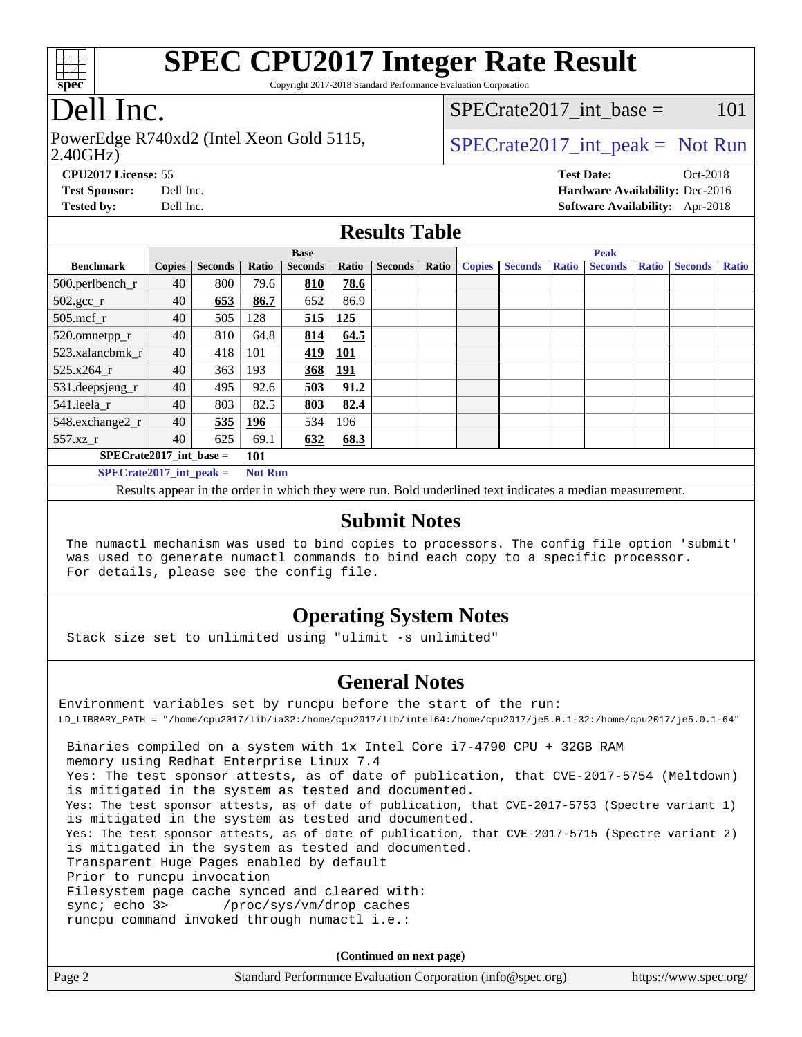# SPEC CPU2017 Integer Rate Result

Copyright 2017-2018 Standard Performance Evaluation Corporation

# Dell Inc.

PowerEdge R740xd2 (Intel Xeon Gold 5115, 2.40GHz)

SPECrate2017_int_base = 101

SPECrate2017_int_peak = Not Run

**CPU2017 License:** 55
**Test Sponsor:** Dell Inc.
**Tested by:** Dell Inc.

**Test Date:** Oct-2018
**Hardware Availability:** Dec-2016
**Software Availability:** Apr-2018

## Results Table

| Benchmark | Base | | | | | | | Peak | | | | | | |
|---|---|---|---|---|---|---|---|---|---|---|---|---|---|---|
| | Copies | Seconds | Ratio | Seconds | Ratio | Seconds | Ratio | Copies | Seconds | Ratio | Seconds | Ratio | Seconds | Ratio |
| 500.perlbench_r | 40 | 800 | 79.6 | **810** | **78.6** | | | | | | | | | |
| 502.gcc_r | 40 | **653** | **86.7** | 652 | 86.9 | | | | | | | | | |
| 505.mcf_r | 40 | 505 | 128 | **515** | **125** | | | | | | | | | |
| 520.omnetpp_r | 40 | 810 | 64.8 | **814** | **64.5** | | | | | | | | | |
| 523.xalancbmk_r | 40 | 418 | 101 | **419** | **101** | | | | | | | | | |
| 525.x264_r | 40 | 363 | 193 | **368** | **191** | | | | | | | | | |
| 531.deepsjeng_r | 40 | 495 | 92.6 | **503** | **91.2** | | | | | | | | | |
| 541.leela_r | 40 | 803 | 82.5 | **803** | **82.4** | | | | | | | | | |
| 548.exchange2_r | 40 | **535** | **196** | 534 | 196 | | | | | | | | | |
| 557.xz_r | 40 | 625 | 69.1 | **632** | **68.3** | | | | | | | | | |

**SPECrate2017_int_base = 101**

**SPECrate2017_int_peak = Not Run**

Results appear in the order in which they were run. Bold underlined text indicates a median measurement.

## Submit Notes

```
The numactl mechanism was used to bind copies to processors. The config file option 'submit'
was used to generate numactl commands to bind each copy to a specific processor.
For details, please see the config file.
```

## Operating System Notes

```
Stack size set to unlimited using "ulimit -s unlimited"
```

## General Notes

```
Environment variables set by runcpu before the start of the run:
LD_LIBRARY_PATH = "/home/cpu2017/lib/ia32:/home/cpu2017/lib/intel64:/home/cpu2017/je5.0.1-32:/home/cpu2017/je5.0.1-64"

 Binaries compiled on a system with 1x Intel Core i7-4790 CPU + 32GB RAM
 memory using Redhat Enterprise Linux 7.4
 Yes: The test sponsor attests, as of date of publication, that CVE-2017-5754 (Meltdown)
 is mitigated in the system as tested and documented.
 Yes: The test sponsor attests, as of date of publication, that CVE-2017-5753 (Spectre variant 1)
 is mitigated in the system as tested and documented.
 Yes: The test sponsor attests, as of date of publication, that CVE-2017-5715 (Spectre variant 2)
 is mitigated in the system as tested and documented.
 Transparent Huge Pages enabled by default
 Prior to runcpu invocation
 Filesystem page cache synced and cleared with:
 sync; echo 3>       /proc/sys/vm/drop_caches
 runcpu command invoked through numactl i.e.:
```

**(Continued on next page)**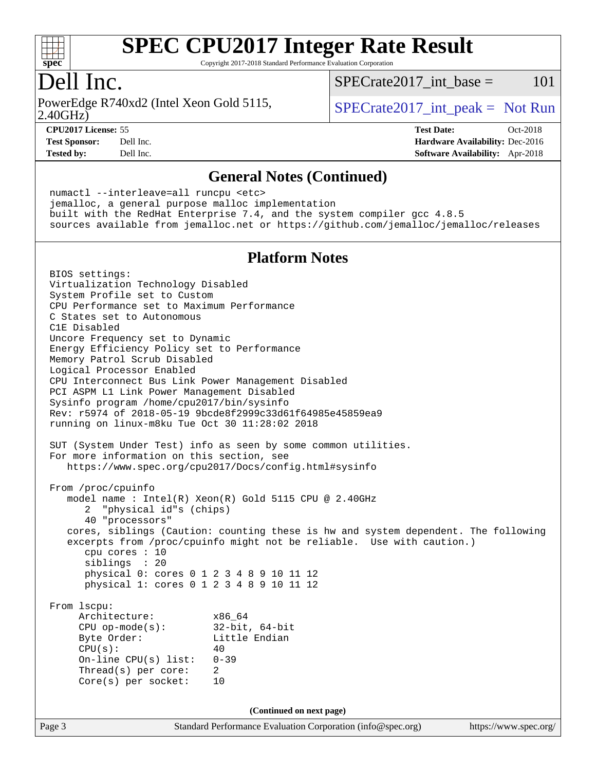# SPEC CPU2017 Integer Rate Result

Copyright 2017-2018 Standard Performance Evaluation Corporation

# Dell Inc.

PowerEdge R740xd2 (Intel Xeon Gold 5115, 2.40GHz)

SPECrate2017_int_base = 101

SPECrate2017_int_peak = Not Run

**CPU2017 License:** 55
**Test Sponsor:** Dell Inc.
**Tested by:** Dell Inc.

**Test Date:** Oct-2018
**Hardware Availability:** Dec-2016
**Software Availability:** Apr-2018

## General Notes (Continued)

```
numactl --interleave=all runcpu <etc>
jemalloc, a general purpose malloc implementation
built with the RedHat Enterprise 7.4, and the system compiler gcc 4.8.5
sources available from jemalloc.net or https://github.com/jemalloc/jemalloc/releases
```

## Platform Notes

```
BIOS settings:
Virtualization Technology Disabled
System Profile set to Custom
CPU Performance set to Maximum Performance
C States set to Autonomous
C1E Disabled
Uncore Frequency set to Dynamic
Energy Efficiency Policy set to Performance
Memory Patrol Scrub Disabled
Logical Processor Enabled
CPU Interconnect Bus Link Power Management Disabled
PCI ASPM L1 Link Power Management Disabled
Sysinfo program /home/cpu2017/bin/sysinfo
Rev: r5974 of 2018-05-19 9bcde8f2999c33d61f64985e45859ea9
running on linux-m8ku Tue Oct 30 11:28:02 2018

SUT (System Under Test) info as seen by some common utilities.
For more information on this section, see
   https://www.spec.org/cpu2017/Docs/config.html#sysinfo

From /proc/cpuinfo
   model name : Intel(R) Xeon(R) Gold 5115 CPU @ 2.40GHz
      2  "physical id"s (chips)
      40 "processors"
   cores, siblings (Caution: counting these is hw and system dependent. The following
   excerpts from /proc/cpuinfo might not be reliable.  Use with caution.)
      cpu cores : 10
      siblings  : 20
      physical 0: cores 0 1 2 3 4 8 9 10 11 12
      physical 1: cores 0 1 2 3 4 8 9 10 11 12

From lscpu:
     Architecture:          x86_64
     CPU op-mode(s):        32-bit, 64-bit
     Byte Order:            Little Endian
     CPU(s):                40
     On-line CPU(s) list:   0-39
     Thread(s) per core:    2
     Core(s) per socket:    10
```

(Continued on next page)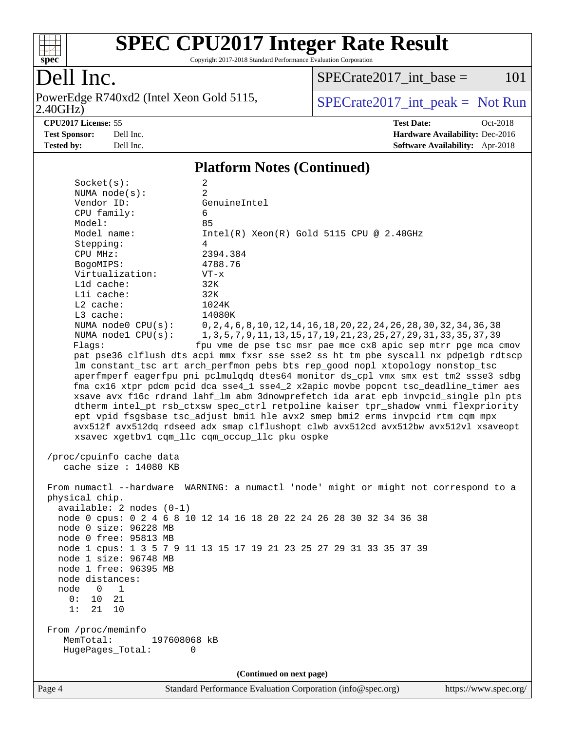## Platform Notes (Continued)

```
     Socket(s):             2
     NUMA node(s):          2
     Vendor ID:             GenuineIntel
     CPU family:            6
     Model:                 85
     Model name:            Intel(R) Xeon(R) Gold 5115 CPU @ 2.40GHz
     Stepping:              4
     CPU MHz:               2394.384
     BogoMIPS:              4788.76
     Virtualization:        VT-x
     L1d cache:             32K
     L1i cache:             32K
     L2 cache:              1024K
     L3 cache:              14080K
     NUMA node0 CPU(s):     0,2,4,6,8,10,12,14,16,18,20,22,24,26,28,30,32,34,36,38
     NUMA node1 CPU(s):     1,3,5,7,9,11,13,15,17,19,21,23,25,27,29,31,33,35,37,39
     Flags:                fpu vme de pse tsc msr pae mce cx8 apic sep mtrr pge mca cmov
     pat pse36 clflush dts acpi mmx fxsr sse sse2 ss ht tm pbe syscall nx pdpe1gb rdtscp
     lm constant_tsc art arch_perfmon pebs bts rep_good nopl xtopology nonstop_tsc
     aperfmperf eagerfpu pni pclmulqdq dtes64 monitor ds_cpl vmx smx est tm2 ssse3 sdbg
     fma cx16 xtpr pdcm pcid dca sse4_1 sse4_2 x2apic movbe popcnt tsc_deadline_timer aes
     xsave avx f16c rdrand lahf_lm abm 3dnowprefetch ida arat epb invpcid_single pln pts
     dtherm intel_pt rsb_ctxsw spec_ctrl retpoline kaiser tpr_shadow vnmi flexpriority
     ept vpid fsgsbase tsc_adjust bmi1 hle avx2 smep bmi2 erms invpcid rtm cqm mpx
     avx512f avx512dq rdseed adx smap clflushopt clwb avx512cd avx512bw avx512vl xsaveopt
     xsavec xgetbv1 cqm_llc cqm_occup_llc pku ospke

 /proc/cpuinfo cache data
    cache size : 14080 KB

 From numactl --hardware  WARNING: a numactl 'node' might or might not correspond to a
 physical chip.
   available: 2 nodes (0-1)
   node 0 cpus: 0 2 4 6 8 10 12 14 16 18 20 22 24 26 28 30 32 34 36 38
   node 0 size: 96228 MB
   node 0 free: 95813 MB
   node 1 cpus: 1 3 5 7 9 11 13 15 17 19 21 23 25 27 29 31 33 35 37 39
   node 1 size: 96748 MB
   node 1 free: 96395 MB
   node distances:
   node   0   1
     0:  10  21
     1:  21  10

 From /proc/meminfo
    MemTotal:       197608068 kB
    HugePages_Total:       0
```

(Continued on next page)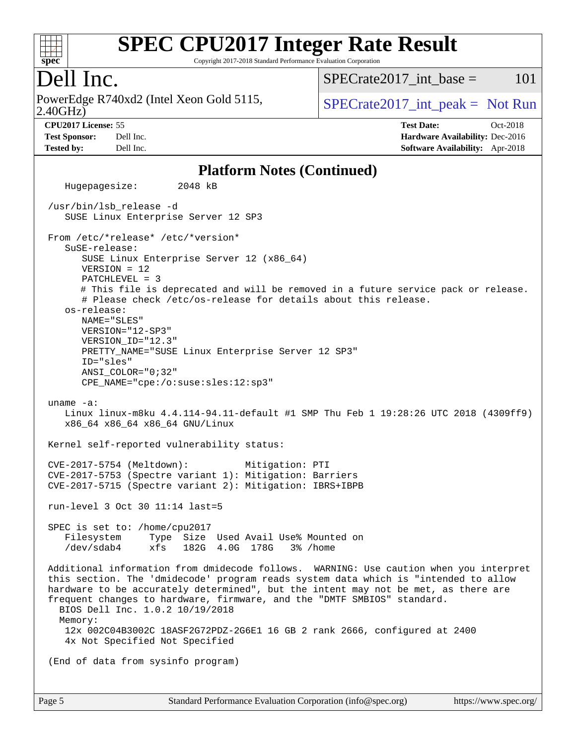# SPEC CPU2017 Integer Rate Result

Copyright 2017-2018 Standard Performance Evaluation Corporation

## Dell Inc.

PowerEdge R740xd2 (Intel Xeon Gold 5115, 2.40GHz)

SPECrate2017_int_base = 101

SPECrate2017_int_peak = Not Run

**CPU2017 License:** 55
**Test Sponsor:** Dell Inc.
**Tested by:** Dell Inc.

**Test Date:** Oct-2018
**Hardware Availability:** Dec-2016
**Software Availability:** Apr-2018

## Platform Notes (Continued)

```
   Hugepagesize:        2048 kB

 /usr/bin/lsb_release -d
    SUSE Linux Enterprise Server 12 SP3

 From /etc/*release* /etc/*version*
    SuSE-release:
       SUSE Linux Enterprise Server 12 (x86_64)
       VERSION = 12
       PATCHLEVEL = 3
       # This file is deprecated and will be removed in a future service pack or release.
       # Please check /etc/os-release for details about this release.
    os-release:
       NAME="SLES"
       VERSION="12-SP3"
       VERSION_ID="12.3"
       PRETTY_NAME="SUSE Linux Enterprise Server 12 SP3"
       ID="sles"
       ANSI_COLOR="0;32"
       CPE_NAME="cpe:/o:suse:sles:12:sp3"

 uname -a:
    Linux linux-m8ku 4.4.114-94.11-default #1 SMP Thu Feb 1 19:28:26 UTC 2018 (4309ff9)
    x86_64 x86_64 x86_64 GNU/Linux

 Kernel self-reported vulnerability status:

 CVE-2017-5754 (Meltdown):          Mitigation: PTI
 CVE-2017-5753 (Spectre variant 1): Mitigation: Barriers
 CVE-2017-5715 (Spectre variant 2): Mitigation: IBRS+IBPB

 run-level 3 Oct 30 11:14 last=5

 SPEC is set to: /home/cpu2017
    Filesystem     Type  Size  Used Avail Use% Mounted on
    /dev/sdab4     xfs   182G  4.0G  178G   3% /home

 Additional information from dmidecode follows.  WARNING: Use caution when you interpret
 this section. The 'dmidecode' program reads system data which is "intended to allow
 hardware to be accurately determined", but the intent may not be met, as there are
 frequent changes to hardware, firmware, and the "DMTF SMBIOS" standard.
   BIOS Dell Inc. 1.0.2 10/19/2018
   Memory:
    12x 002C04B3002C 18ASF2G72PDZ-2G6E1 16 GB 2 rank 2666, configured at 2400
    4x Not Specified Not Specified

 (End of data from sysinfo program)
```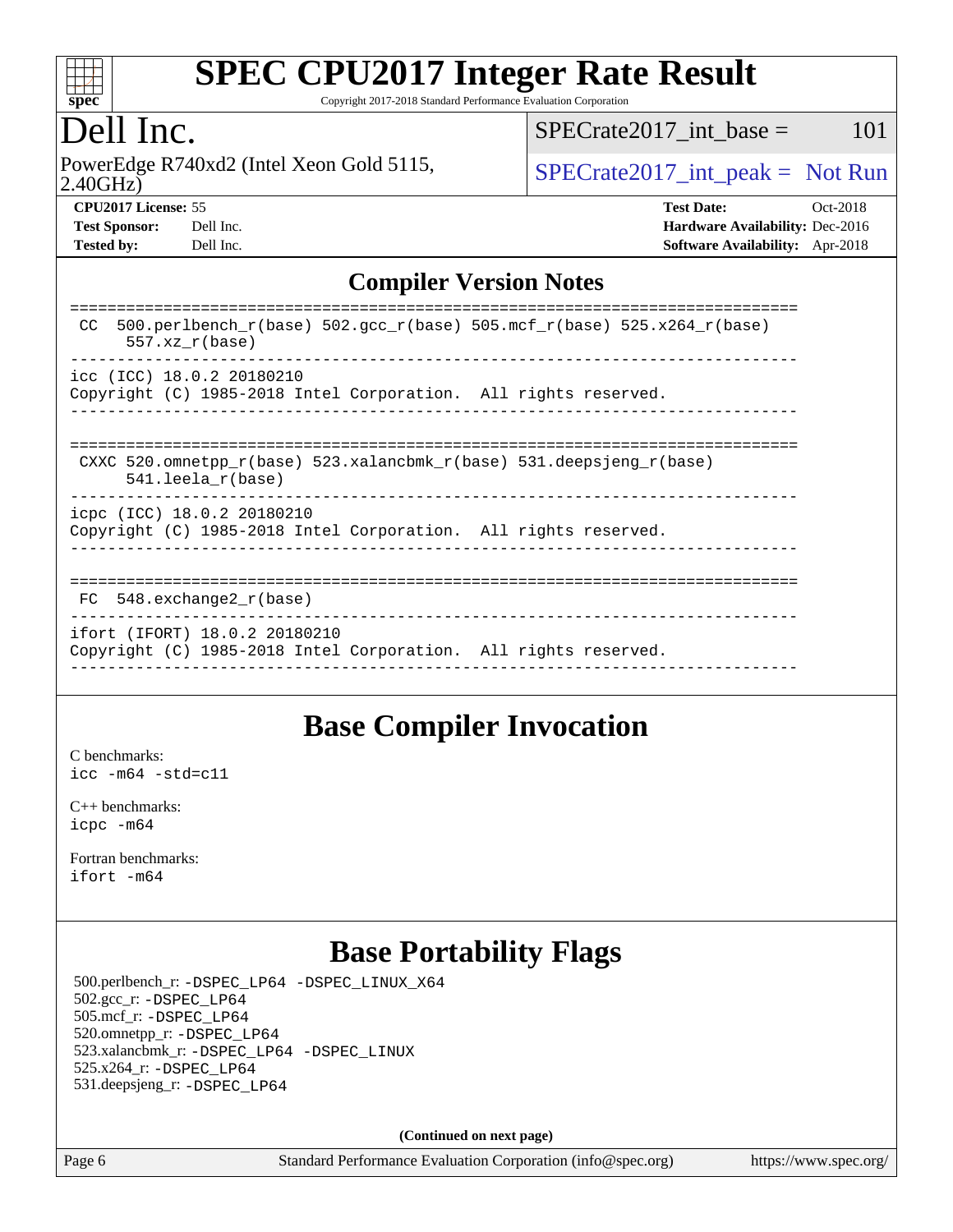# SPEC CPU2017 Integer Rate Result

Copyright 2017-2018 Standard Performance Evaluation Corporation

## Dell Inc.

PowerEdge R740xd2 (Intel Xeon Gold 5115, 2.40GHz)

SPECrate2017_int_base = 101

SPECrate2017_int_peak = Not Run

**CPU2017 License:** 55
**Test Sponsor:** Dell Inc.
**Tested by:** Dell Inc.

**Test Date:** Oct-2018
**Hardware Availability:** Dec-2016
**Software Availability:** Apr-2018

## Compiler Version Notes

```
==============================================================================
 CC  500.perlbench_r(base) 502.gcc_r(base) 505.mcf_r(base) 525.x264_r(base)
      557.xz_r(base)
------------------------------------------------------------------------------
icc (ICC) 18.0.2 20180210
Copyright (C) 1985-2018 Intel Corporation.  All rights reserved.
------------------------------------------------------------------------------

==============================================================================
 CXXC 520.omnetpp_r(base) 523.xalancbmk_r(base) 531.deepsjeng_r(base)
      541.leela_r(base)
------------------------------------------------------------------------------
icpc (ICC) 18.0.2 20180210
Copyright (C) 1985-2018 Intel Corporation.  All rights reserved.
------------------------------------------------------------------------------

==============================================================================
 FC  548.exchange2_r(base)
------------------------------------------------------------------------------
ifort (IFORT) 18.0.2 20180210
Copyright (C) 1985-2018 Intel Corporation.  All rights reserved.
------------------------------------------------------------------------------
```

## Base Compiler Invocation

C benchmarks:
`icc -m64 -std=c11`

C++ benchmarks:
`icpc -m64`

Fortran benchmarks:
`ifort -m64`

## Base Portability Flags

500.perlbench_r: `-DSPEC_LP64 -DSPEC_LINUX_X64`
502.gcc_r: `-DSPEC_LP64`
505.mcf_r: `-DSPEC_LP64`
520.omnetpp_r: `-DSPEC_LP64`
523.xalancbmk_r: `-DSPEC_LP64 -DSPEC_LINUX`
525.x264_r: `-DSPEC_LP64`
531.deepsjeng_r: `-DSPEC_LP64`

**(Continued on next page)**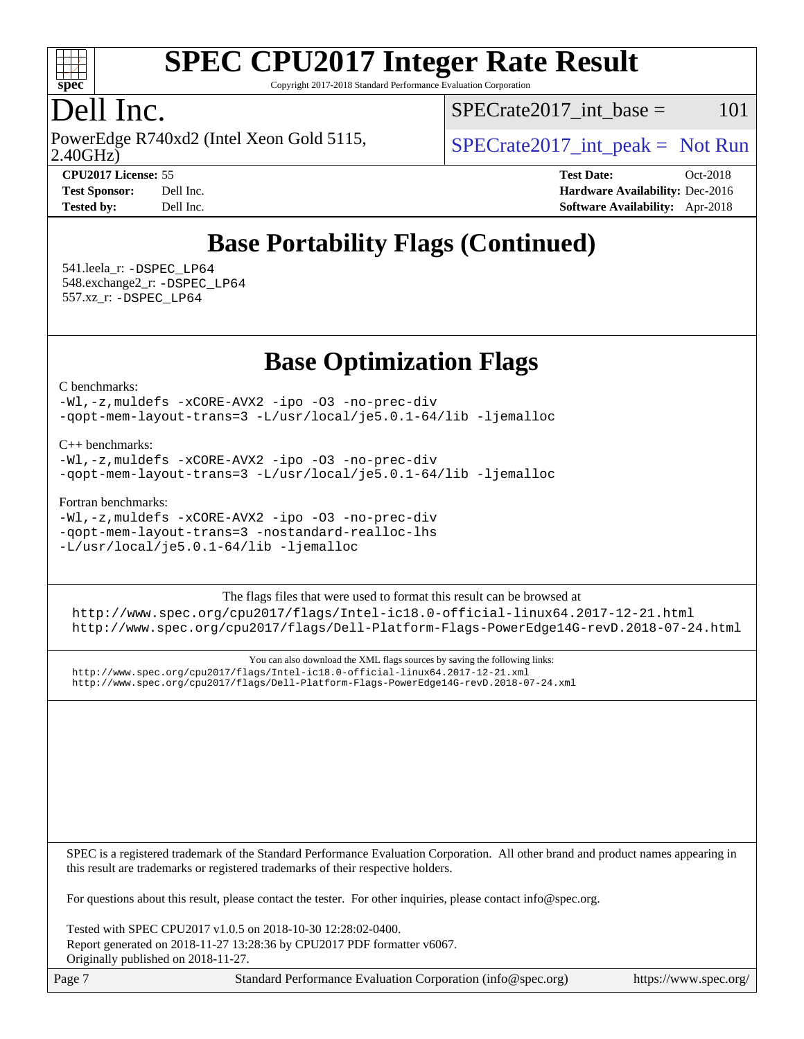# Base Portability Flags (Continued)

541.leela_r: -DSPEC_LP64
548.exchange2_r: -DSPEC_LP64
557.xz_r: -DSPEC_LP64

# Base Optimization Flags

C benchmarks:

```
-Wl,-z,muldefs -xCORE-AVX2 -ipo -O3 -no-prec-div
-qopt-mem-layout-trans=3 -L/usr/local/je5.0.1-64/lib -ljemalloc
```

C++ benchmarks:

```
-Wl,-z,muldefs -xCORE-AVX2 -ipo -O3 -no-prec-div
-qopt-mem-layout-trans=3 -L/usr/local/je5.0.1-64/lib -ljemalloc
```

Fortran benchmarks:

```
-Wl,-z,muldefs -xCORE-AVX2 -ipo -O3 -no-prec-div
-qopt-mem-layout-trans=3 -nostandard-realloc-lhs
-L/usr/local/je5.0.1-64/lib -ljemalloc
```

The flags files that were used to format this result can be browsed at
http://www.spec.org/cpu2017/flags/Intel-ic18.0-official-linux64.2017-12-21.html
http://www.spec.org/cpu2017/flags/Dell-Platform-Flags-PowerEdge14G-revD.2018-07-24.html

You can also download the XML flags sources by saving the following links:
http://www.spec.org/cpu2017/flags/Intel-ic18.0-official-linux64.2017-12-21.xml
http://www.spec.org/cpu2017/flags/Dell-Platform-Flags-PowerEdge14G-revD.2018-07-24.xml

SPEC is a registered trademark of the Standard Performance Evaluation Corporation. All other brand and product names appearing in this result are trademarks or registered trademarks of their respective holders.

For questions about this result, please contact the tester. For other inquiries, please contact info@spec.org.

Tested with SPEC CPU2017 v1.0.5 on 2018-10-30 12:28:02-0400.
Report generated on 2018-11-27 13:28:36 by CPU2017 PDF formatter v6067.
Originally published on 2018-11-27.